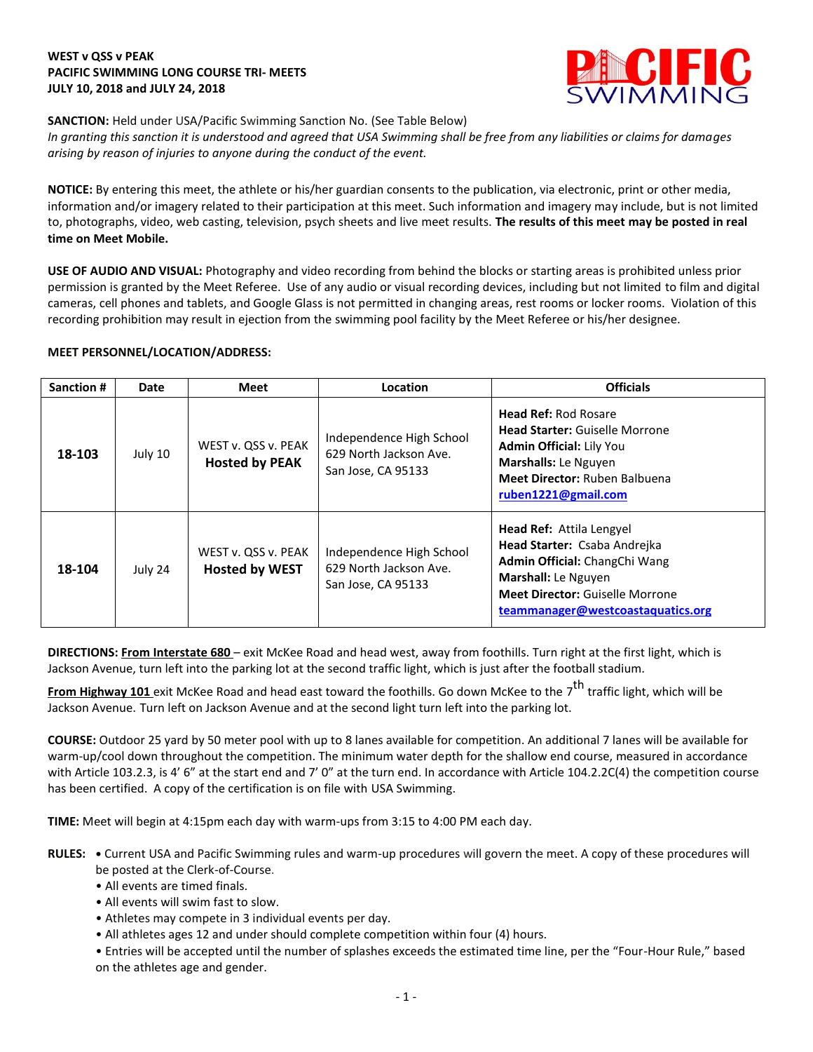**WEST v QSS v PEAK**
**PACIFIC SWIMMING LONG COURSE TRI- MEETS**
**JULY 10, 2018 and JULY 24, 2018**

**SANCTION:** Held under USA/Pacific Swimming Sanction No. (See Table Below)
*In granting this sanction it is understood and agreed that USA Swimming shall be free from any liabilities or claims for damages arising by reason of injuries to anyone during the conduct of the event.*

**NOTICE:** By entering this meet, the athlete or his/her guardian consents to the publication, via electronic, print or other media, information and/or imagery related to their participation at this meet. Such information and imagery may include, but is not limited to, photographs, video, web casting, television, psych sheets and live meet results. **The results of this meet may be posted in real time on Meet Mobile.**

**USE OF AUDIO AND VISUAL:** Photography and video recording from behind the blocks or starting areas is prohibited unless prior permission is granted by the Meet Referee. Use of any audio or visual recording devices, including but not limited to film and digital cameras, cell phones and tablets, and Google Glass is not permitted in changing areas, rest rooms or locker rooms. Violation of this recording prohibition may result in ejection from the swimming pool facility by the Meet Referee or his/her designee.

**MEET PERSONNEL/LOCATION/ADDRESS:**

| Sanction # | Date | Meet | Location | Officials |
|---|---|---|---|---|
| **18-103** | July 10 | WEST v. QSS v. PEAK **Hosted by PEAK** | Independence High School 629 North Jackson Ave. San Jose, CA 95133 | **Head Ref:** Rod Rosare **Head Starter:** Guiselle Morrone **Admin Official:** Lily You **Marshalls:** Le Nguyen **Meet Director:** Ruben Balbuena ruben1221@gmail.com |
| **18-104** | July 24 | WEST v. QSS v. PEAK **Hosted by WEST** | Independence High School 629 North Jackson Ave. San Jose, CA 95133 | **Head Ref:** Attila Lengyel **Head Starter:** Csaba Andrejka **Admin Official:** ChangChi Wang **Marshall:** Le Nguyen **Meet Director:** Guiselle Morrone teammanager@westcoastaquatics.org |

**DIRECTIONS:** **From Interstate 680** – exit McKee Road and head west, away from foothills. Turn right at the first light, which is Jackson Avenue, turn left into the parking lot at the second traffic light, which is just after the football stadium.

**From Highway 101** exit McKee Road and head east toward the foothills. Go down McKee to the 7th traffic light, which will be Jackson Avenue. Turn left on Jackson Avenue and at the second light turn left into the parking lot.

**COURSE:** Outdoor 25 yard by 50 meter pool with up to 8 lanes available for competition. An additional 7 lanes will be available for warm-up/cool down throughout the competition. The minimum water depth for the shallow end course, measured in accordance with Article 103.2.3, is 4' 6" at the start end and 7' 0" at the turn end. In accordance with Article 104.2.2C(4) the competition course has been certified. A copy of the certification is on file with USA Swimming.

**TIME:** Meet will begin at 4:15pm each day with warm-ups from 3:15 to 4:00 PM each day.

**RULES:**
- Current USA and Pacific Swimming rules and warm-up procedures will govern the meet. A copy of these procedures will be posted at the Clerk-of-Course.
- All events are timed finals.
- All events will swim fast to slow.
- Athletes may compete in 3 individual events per day.
- All athletes ages 12 and under should complete competition within four (4) hours.
- Entries will be accepted until the number of splashes exceeds the estimated time line, per the "Four-Hour Rule," based on the athletes age and gender.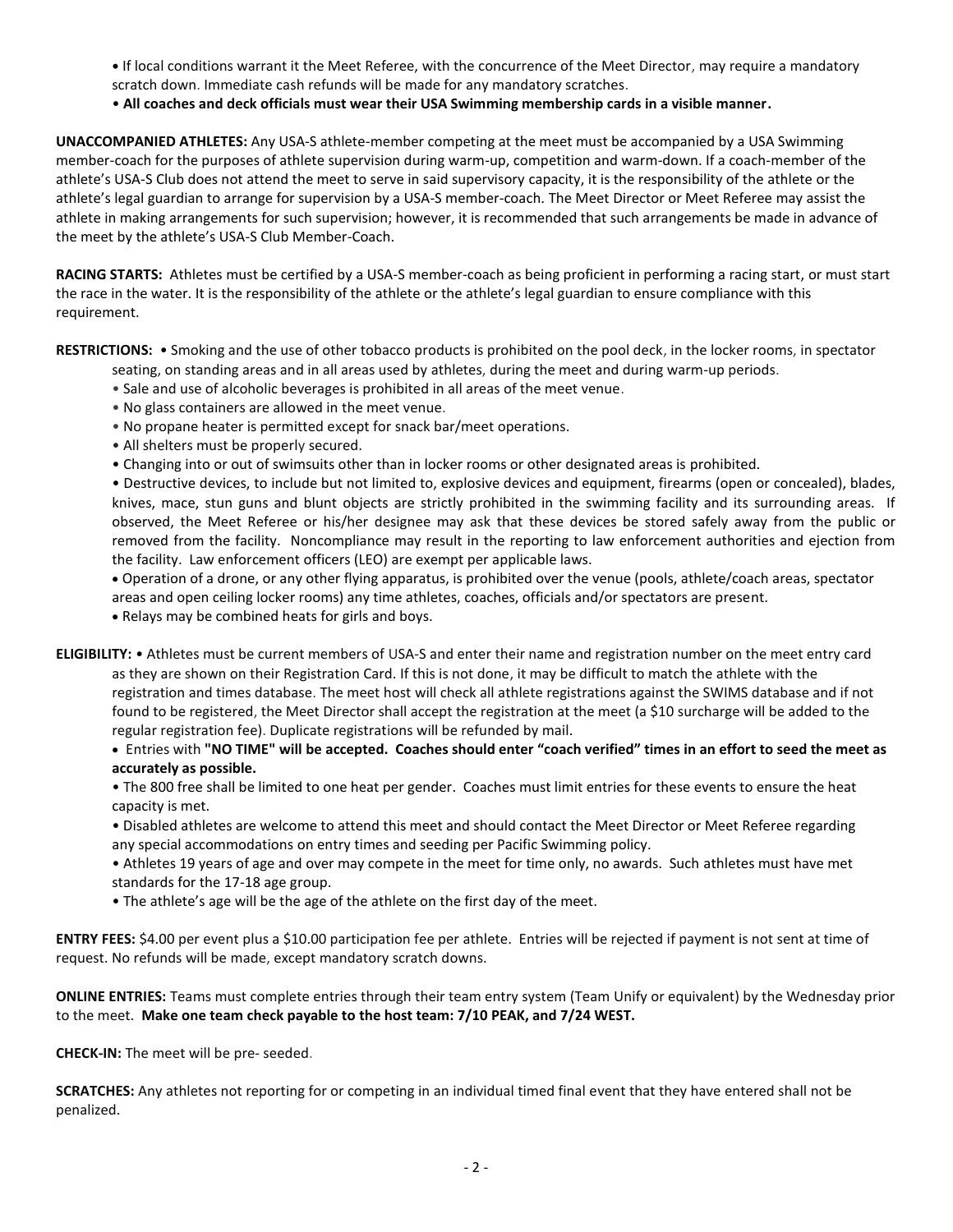- If local conditions warrant it the Meet Referee, with the concurrence of the Meet Director, may require a mandatory scratch down. Immediate cash refunds will be made for any mandatory scratches.
- **All coaches and deck officials must wear their USA Swimming membership cards in a visible manner.**

**UNACCOMPANIED ATHLETES:** Any USA-S athlete-member competing at the meet must be accompanied by a USA Swimming member-coach for the purposes of athlete supervision during warm-up, competition and warm-down. If a coach-member of the athlete's USA-S Club does not attend the meet to serve in said supervisory capacity, it is the responsibility of the athlete or the athlete's legal guardian to arrange for supervision by a USA-S member-coach. The Meet Director or Meet Referee may assist the athlete in making arrangements for such supervision; however, it is recommended that such arrangements be made in advance of the meet by the athlete's USA-S Club Member-Coach.

**RACING STARTS:** Athletes must be certified by a USA-S member-coach as being proficient in performing a racing start, or must start the race in the water. It is the responsibility of the athlete or the athlete's legal guardian to ensure compliance with this requirement.

**RESTRICTIONS:**

- Smoking and the use of other tobacco products is prohibited on the pool deck, in the locker rooms, in spectator seating, on standing areas and in all areas used by athletes, during the meet and during warm-up periods.
- Sale and use of alcoholic beverages is prohibited in all areas of the meet venue.
- No glass containers are allowed in the meet venue.
- No propane heater is permitted except for snack bar/meet operations.
- All shelters must be properly secured.
- Changing into or out of swimsuits other than in locker rooms or other designated areas is prohibited.
- Destructive devices, to include but not limited to, explosive devices and equipment, firearms (open or concealed), blades, knives, mace, stun guns and blunt objects are strictly prohibited in the swimming facility and its surrounding areas. If observed, the Meet Referee or his/her designee may ask that these devices be stored safely away from the public or removed from the facility. Noncompliance may result in the reporting to law enforcement authorities and ejection from the facility. Law enforcement officers (LEO) are exempt per applicable laws.
- Operation of a drone, or any other flying apparatus, is prohibited over the venue (pools, athlete/coach areas, spectator areas and open ceiling locker rooms) any time athletes, coaches, officials and/or spectators are present.
- Relays may be combined heats for girls and boys.

**ELIGIBILITY:**

- Athletes must be current members of USA-S and enter their name and registration number on the meet entry card as they are shown on their Registration Card. If this is not done, it may be difficult to match the athlete with the registration and times database. The meet host will check all athlete registrations against the SWIMS database and if not found to be registered, the Meet Director shall accept the registration at the meet (a $10 surcharge will be added to the regular registration fee). Duplicate registrations will be refunded by mail.
- Entries with **"NO TIME" will be accepted. Coaches should enter "coach verified" times in an effort to seed the meet as accurately as possible.**
- The 800 free shall be limited to one heat per gender. Coaches must limit entries for these events to ensure the heat capacity is met.
- Disabled athletes are welcome to attend this meet and should contact the Meet Director or Meet Referee regarding any special accommodations on entry times and seeding per Pacific Swimming policy.
- Athletes 19 years of age and over may compete in the meet for time only, no awards. Such athletes must have met standards for the 17-18 age group.
- The athlete's age will be the age of the athlete on the first day of the meet.

**ENTRY FEES:** $4.00 per event plus a $10.00 participation fee per athlete. Entries will be rejected if payment is not sent at time of request. No refunds will be made, except mandatory scratch downs.

**ONLINE ENTRIES:** Teams must complete entries through their team entry system (Team Unify or equivalent) by the Wednesday prior to the meet. **Make one team check payable to the host team: 7/10 PEAK, and 7/24 WEST.**

**CHECK-IN:** The meet will be pre- seeded.

**SCRATCHES:** Any athletes not reporting for or competing in an individual timed final event that they have entered shall not be penalized.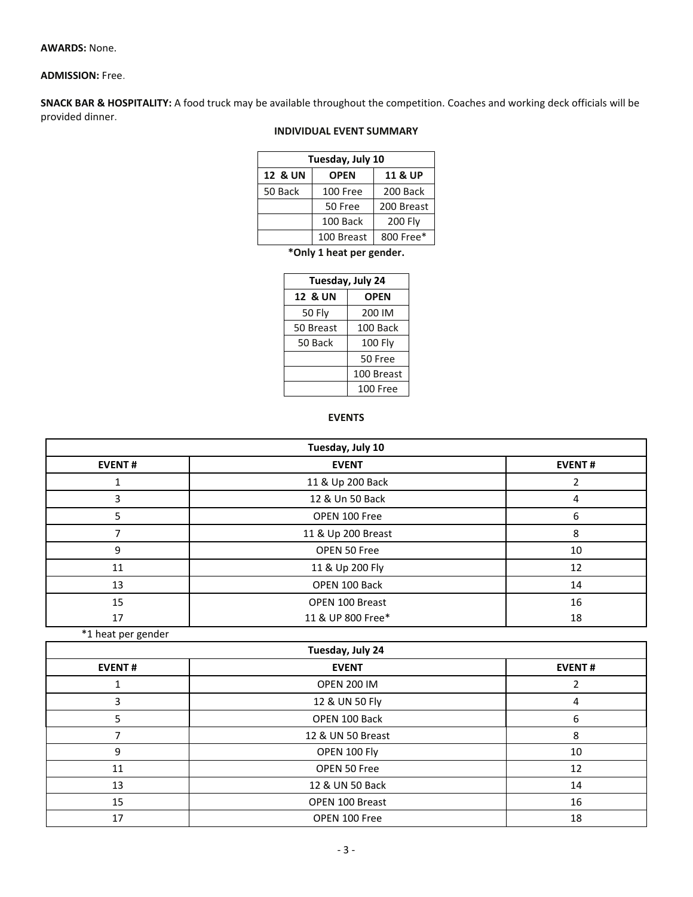**AWARDS:** None.

**ADMISSION:** Free.

**SNACK BAR & HOSPITALITY:** A food truck may be available throughout the competition. Coaches and working deck officials will be provided dinner.

**INDIVIDUAL EVENT SUMMARY**

| Tuesday, July 10 | | |
|---|---|---|
| **12 & UN** | **OPEN** | **11 & UP** |
| 50 Back | 100 Free | 200 Back |
| | 50 Free | 200 Breast |
| | 100 Back | 200 Fly |
| | 100 Breast | 800 Free* |

**\*Only 1 heat per gender.**

| Tuesday, July 24 | |
|---|---|
| **12 & UN** | **OPEN** |
| 50 Fly | 200 IM |
| 50 Breast | 100 Back |
| 50 Back | 100 Fly |
| | 50 Free |
| | 100 Breast |
| | 100 Free |

**EVENTS**

| Tuesday, July 10 | | |
|---|---|---|
| **EVENT #** | **EVENT** | **EVENT #** |
| 1 | 11 & Up 200 Back | 2 |
| 3 | 12 & Un 50 Back | 4 |
| 5 | OPEN 100 Free | 6 |
| 7 | 11 & Up 200 Breast | 8 |
| 9 | OPEN 50 Free | 10 |
| 11 | 11 & Up 200 Fly | 12 |
| 13 | OPEN 100 Back | 14 |
| 15 | OPEN 100 Breast | 16 |
| 17 | 11 & UP 800 Free* | 18 |

*1 heat per gender

| Tuesday, July 24 | | |
|---|---|---|
| **EVENT #** | **EVENT** | **EVENT #** |
| 1 | OPEN 200 IM | 2 |
| 3 | 12 & UN 50 Fly | 4 |
| 5 | OPEN 100 Back | 6 |
| 7 | 12 & UN 50 Breast | 8 |
| 9 | OPEN 100 Fly | 10 |
| 11 | OPEN 50 Free | 12 |
| 13 | 12 & UN 50 Back | 14 |
| 15 | OPEN 100 Breast | 16 |
| 17 | OPEN 100 Free | 18 |